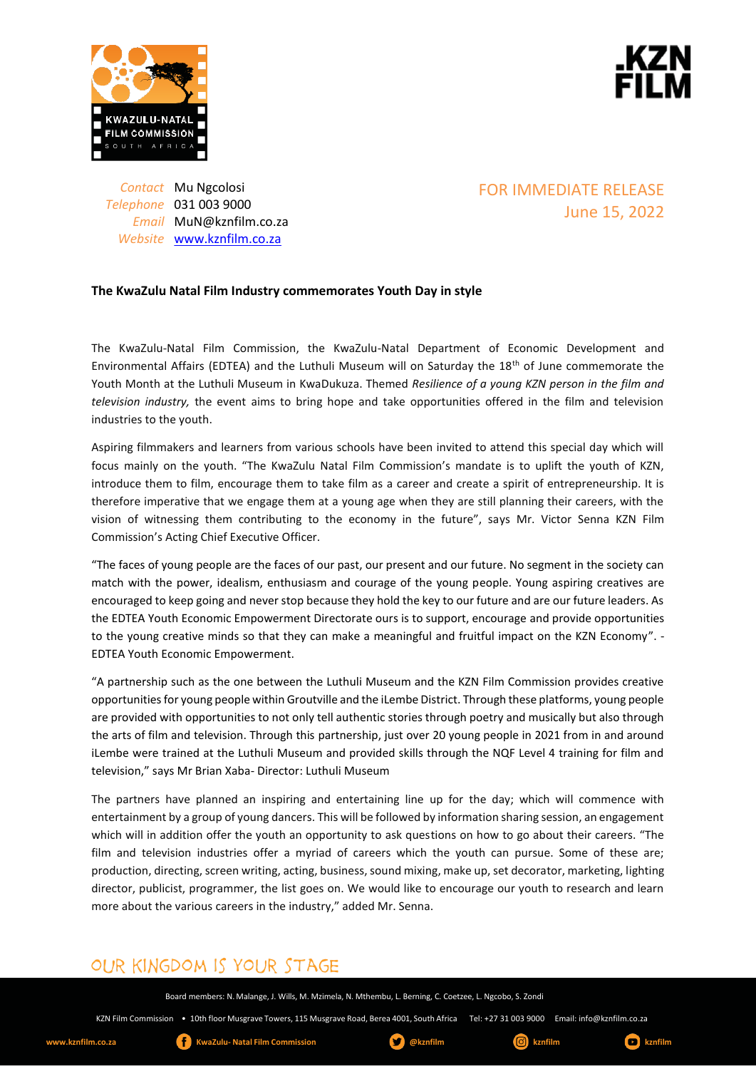Contact Mu Ngcolosi
Telephone 031 003 9000
Email MuN@kznfilm.co.za
Website www.kznfilm.co.za

FOR IMMEDIATE RELEASE
June 15, 2022

**The KwaZulu Natal Film Industry commemorates Youth Day in style**

The KwaZulu-Natal Film Commission, the KwaZulu-Natal Department of Economic Development and Environmental Affairs (EDTEA) and the Luthuli Museum will on Saturday the 18th of June commemorate the Youth Month at the Luthuli Museum in KwaDukuza. Themed *Resilience of a young KZN person in the film and television industry,* the event aims to bring hope and take opportunities offered in the film and television industries to the youth.

Aspiring filmmakers and learners from various schools have been invited to attend this special day which will focus mainly on the youth. "The KwaZulu Natal Film Commission's mandate is to uplift the youth of KZN, introduce them to film, encourage them to take film as a career and create a spirit of entrepreneurship. It is therefore imperative that we engage them at a young age when they are still planning their careers, with the vision of witnessing them contributing to the economy in the future", says Mr. Victor Senna KZN Film Commission's Acting Chief Executive Officer.

"The faces of young people are the faces of our past, our present and our future. No segment in the society can match with the power, idealism, enthusiasm and courage of the young people. Young aspiring creatives are encouraged to keep going and never stop because they hold the key to our future and are our future leaders. As the EDTEA Youth Economic Empowerment Directorate ours is to support, encourage and provide opportunities to the young creative minds so that they can make a meaningful and fruitful impact on the KZN Economy". - EDTEA Youth Economic Empowerment.

"A partnership such as the one between the Luthuli Museum and the KZN Film Commission provides creative opportunities for young people within Groutville and the iLembe District. Through these platforms, young people are provided with opportunities to not only tell authentic stories through poetry and musically but also through the arts of film and television. Through this partnership, just over 20 young people in 2021 from in and around iLembe were trained at the Luthuli Museum and provided skills through the NQF Level 4 training for film and television," says Mr Brian Xaba- Director: Luthuli Museum

The partners have planned an inspiring and entertaining line up for the day; which will commence with entertainment by a group of young dancers. This will be followed by information sharing session, an engagement which will in addition offer the youth an opportunity to ask questions on how to go about their careers. "The film and television industries offer a myriad of careers which the youth can pursue. Some of these are; production, directing, screen writing, acting, business, sound mixing, make up, set decorator, marketing, lighting director, publicist, programmer, the list goes on. We would like to encourage our youth to research and learn more about the various careers in the industry," added Mr. Senna.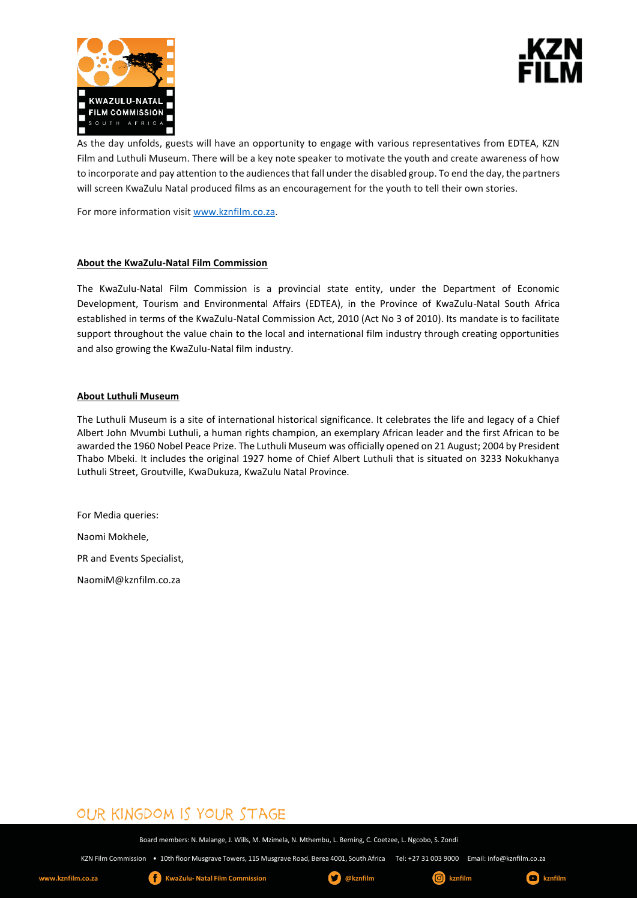As the day unfolds, guests will have an opportunity to engage with various representatives from EDTEA, KZN Film and Luthuli Museum. There will be a key note speaker to motivate the youth and create awareness of how to incorporate and pay attention to the audiences that fall under the disabled group. To end the day, the partners will screen KwaZulu Natal produced films as an encouragement for the youth to tell their own stories.

For more information visit [www.kznfilm.co.za](http://www.kznfilm.co.za).

**About the KwaZulu-Natal Film Commission**

The KwaZulu-Natal Film Commission is a provincial state entity, under the Department of Economic Development, Tourism and Environmental Affairs (EDTEA), in the Province of KwaZulu-Natal South Africa established in terms of the KwaZulu-Natal Commission Act, 2010 (Act No 3 of 2010). Its mandate is to facilitate support throughout the value chain to the local and international film industry through creating opportunities and also growing the KwaZulu-Natal film industry.

**About Luthuli Museum**

The Luthuli Museum is a site of international historical significance. It celebrates the life and legacy of a Chief Albert John Mvumbi Luthuli, a human rights champion, an exemplary African leader and the first African to be awarded the 1960 Nobel Peace Prize. The Luthuli Museum was officially opened on 21 August; 2004 by President Thabo Mbeki. It includes the original 1927 home of Chief Albert Luthuli that is situated on 3233 Nokukhanya Luthuli Street, Groutville, KwaDukuza, KwaZulu Natal Province.

For Media queries:

Naomi Mokhele,

PR and Events Specialist,

NaomiM@kznfilm.co.za

OUR KINGDOM IS YOUR STAGE

Board members: N. Malange, J. Wills, M. Mzimela, N. Mthembu, L. Berning, C. Coetzee, L. Ngcobo, S. Zondi

KZN Film Commission • 10th floor Musgrave Towers, 115 Musgrave Road, Berea 4001, South Africa Tel: +27 31 003 9000 Email: info@kznfilm.co.za

www.kznfilm.co.za KwaZulu- Natal Film Commission @kznfilm kznfilm kznfilm